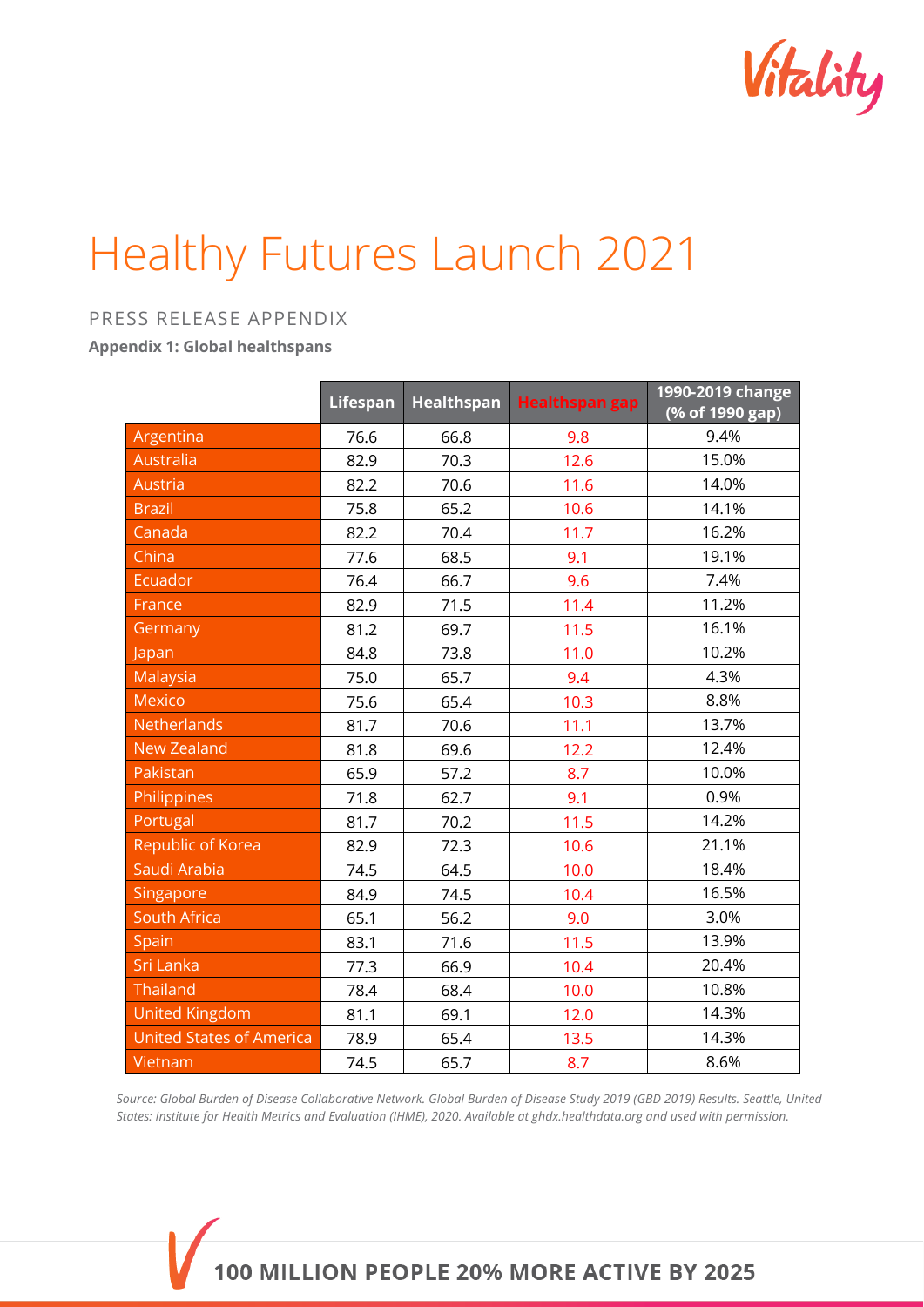# Healthy Futures Launch 2021

PRESS RELEASE APPENDIX

**Appendix 1: Global healthspans**

| | Lifespan | Healthspan | Healthspan gap | 1990-2019 change (% of 1990 gap) |
|---|---|---|---|---|
| Argentina | 76.6 | 66.8 | 9.8 | 9.4% |
| Australia | 82.9 | 70.3 | 12.6 | 15.0% |
| Austria | 82.2 | 70.6 | 11.6 | 14.0% |
| Brazil | 75.8 | 65.2 | 10.6 | 14.1% |
| Canada | 82.2 | 70.4 | 11.7 | 16.2% |
| China | 77.6 | 68.5 | 9.1 | 19.1% |
| Ecuador | 76.4 | 66.7 | 9.6 | 7.4% |
| France | 82.9 | 71.5 | 11.4 | 11.2% |
| Germany | 81.2 | 69.7 | 11.5 | 16.1% |
| Japan | 84.8 | 73.8 | 11.0 | 10.2% |
| Malaysia | 75.0 | 65.7 | 9.4 | 4.3% |
| Mexico | 75.6 | 65.4 | 10.3 | 8.8% |
| Netherlands | 81.7 | 70.6 | 11.1 | 13.7% |
| New Zealand | 81.8 | 69.6 | 12.2 | 12.4% |
| Pakistan | 65.9 | 57.2 | 8.7 | 10.0% |
| Philippines | 71.8 | 62.7 | 9.1 | 0.9% |
| Portugal | 81.7 | 70.2 | 11.5 | 14.2% |
| Republic of Korea | 82.9 | 72.3 | 10.6 | 21.1% |
| Saudi Arabia | 74.5 | 64.5 | 10.0 | 18.4% |
| Singapore | 84.9 | 74.5 | 10.4 | 16.5% |
| South Africa | 65.1 | 56.2 | 9.0 | 3.0% |
| Spain | 83.1 | 71.6 | 11.5 | 13.9% |
| Sri Lanka | 77.3 | 66.9 | 10.4 | 20.4% |
| Thailand | 78.4 | 68.4 | 10.0 | 10.8% |
| United Kingdom | 81.1 | 69.1 | 12.0 | 14.3% |
| United States of America | 78.9 | 65.4 | 13.5 | 14.3% |
| Vietnam | 74.5 | 65.7 | 8.7 | 8.6% |

*Source: Global Burden of Disease Collaborative Network. Global Burden of Disease Study 2019 (GBD 2019) Results. Seattle, United States: Institute for Health Metrics and Evaluation (IHME), 2020. Available at ghdx.healthdata.org and used with permission.*

**100 MILLION PEOPLE 20% MORE ACTIVE BY 2025**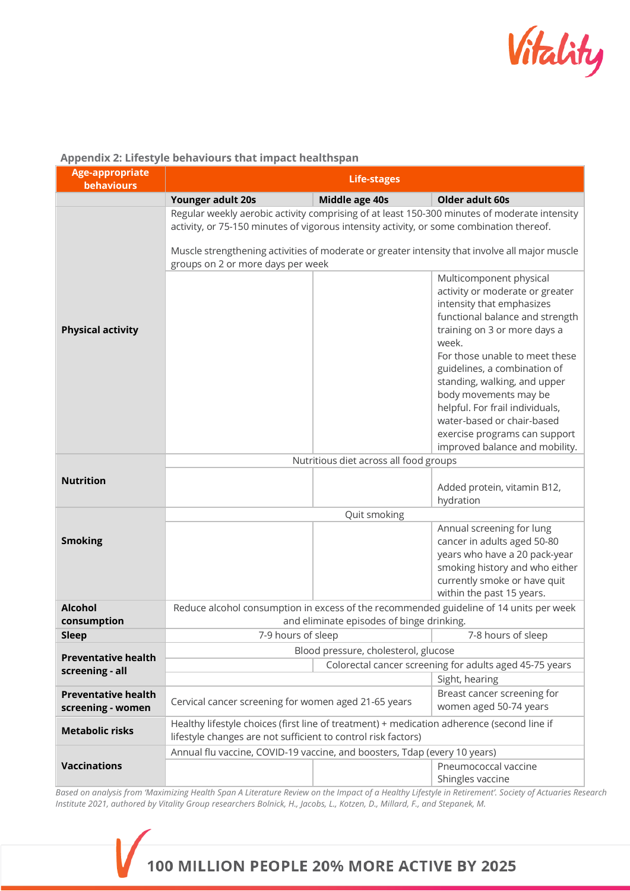### Appendix 2: Lifestyle behaviours that impact healthspan

| Age-appropriate behaviours | Life-stages | | |
|---|---|---|---|
| | **Younger adult 20s** | **Middle age 40s** | **Older adult 60s** |
| **Physical activity** | Regular weekly aerobic activity comprising of at least 150-300 minutes of moderate intensity activity, or 75-150 minutes of vigorous intensity activity, or some combination thereof. Muscle strengthening activities of moderate or greater intensity that involve all major muscle groups on 2 or more days per week | | |
| | | | Multicomponent physical activity or moderate or greater intensity that emphasizes functional balance and strength training on 3 or more days a week. For those unable to meet these guidelines, a combination of standing, walking, and upper body movements may be helpful. For frail individuals, water-based or chair-based exercise programs can support improved balance and mobility. |
| **Nutrition** | Nutritious diet across all food groups | | |
| | | | Added protein, vitamin B12, hydration |
| **Smoking** | Quit smoking | | |
| | | | Annual screening for lung cancer in adults aged 50-80 years who have a 20 pack-year smoking history and who either currently smoke or have quit within the past 15 years. |
| **Alcohol consumption** | Reduce alcohol consumption in excess of the recommended guideline of 14 units per week and eliminate episodes of binge drinking. | | |
| **Sleep** | 7-9 hours of sleep | | 7-8 hours of sleep |
| **Preventative health screening - all** | Blood pressure, cholesterol, glucose | | |
| | | Colorectal cancer screening for adults aged 45-75 years | |
| | | | Sight, hearing |
| **Preventative health screening - women** | Cervical cancer screening for women aged 21-65 years | | Breast cancer screening for women aged 50-74 years |
| **Metabolic risks** | Healthy lifestyle choices (first line of treatment) + medication adherence (second line if lifestyle changes are not sufficient to control risk factors) | | |
| **Vaccinations** | Annual flu vaccine, COVID-19 vaccine, and boosters, Tdap (every 10 years) | | |
| | | | Pneumococcal vaccine Shingles vaccine |

*Based on analysis from 'Maximizing Health Span A Literature Review on the Impact of a Healthy Lifestyle in Retirement'. Society of Actuaries Research Institute 2021, authored by Vitality Group researchers Bolnick, H., Jacobs, L., Kotzen, D., Millard, F., and Stepanek, M.*

**100 MILLION PEOPLE 20% MORE ACTIVE BY 2025**